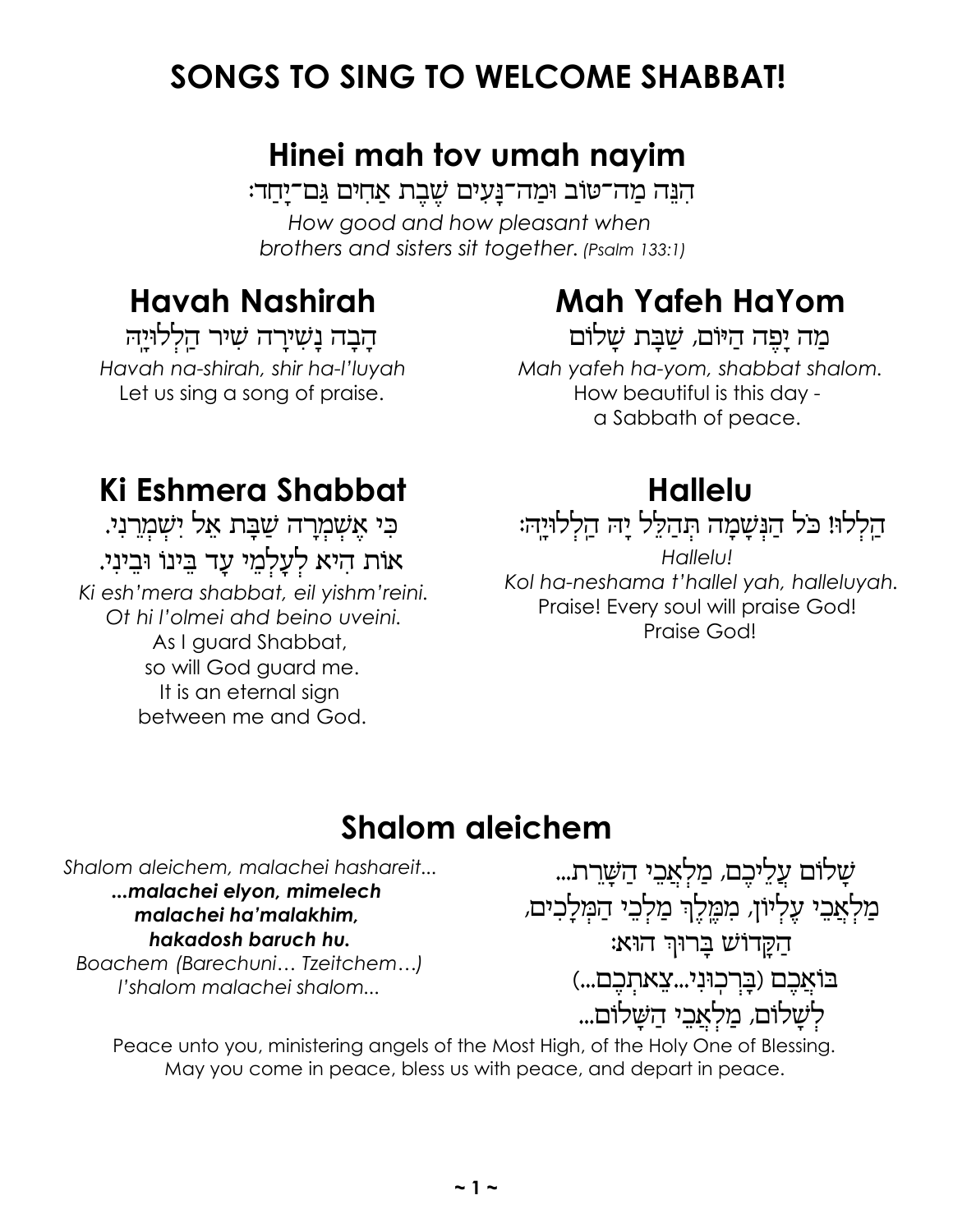# SONGS TO SING TO WELCOME SHABBAT!

## Hinei mah tov umah nayim

הִנֵּה מַה־טּוֹב וּמַה־נָּעִים שֶׁבֶת אַחִים גַּם־יָחַד׃

*How good and how pleasant when brothers and sisters sit together. (Psalm 133:1)*

## Havah Nashirah

הָבָה נָשִׁירָה שִׁיר הַלְלוּיָהּ

*Havah na-shirah, shir ha-l'luyah*

Let us sing a song of praise.

## Mah Yafeh HaYom

מַה יָּפֶה הַיּוֹם, שַׁבָּת שָׁלוֹם

*Mah yafeh ha-yom, shabbat shalom.*

How beautiful is this day - a Sabbath of peace.

## Ki Eshmera Shabbat

כִּי אֶשְׁמְרָה שַׁבָּת אֵל יִשְׁמְרֵנִי.
אוֹת הִיא לְעָלְמֵי עַד בֵּינוֹ וּבֵינִי.

*Ki esh'mera shabbat, eil yishm'reini.*
*Ot hi l'olmei ahd beino uveini.*

As I guard Shabbat,
so will God guard me.
It is an eternal sign
between me and God.

## Hallelu

הַלְלוּ! כֹּל הַנְּשָׁמָה תְּהַלֵּל יָהּ הַלְלוּיָהּ׃

*Hallelu!*
*Kol ha-neshama t'hallel yah, halleluyah.*

Praise! Every soul will praise God!
Praise God!

## Shalom aleichem

*Shalom aleichem, malachei hashareit...*
***...malachei elyon, mimelech malachei ha'malakhim, hakadosh baruch hu.***
*Boachem (Barechuni… Tzeitchem…)*
*l'shalom malachei shalom...*

שָׁלוֹם עֲלֵיכֶם, מַלְאֲכֵי הַשָּׁרֵת...
מַלְאֲכֵי עֶלְיוֹן, מִמֶּלֶךְ מַלְכֵי הַמְּלָכִים,
הַקָּדוֹשׁ בָּרוּךְ הוּא׃
בּוֹאֲכֶם (בָּרְכוּנִי...צֵאתְכֶם...)
לְשָׁלוֹם, מַלְאֲכֵי הַשָּׁלוֹם...

Peace unto you, ministering angels of the Most High, of the Holy One of Blessing.
May you come in peace, bless us with peace, and depart in peace.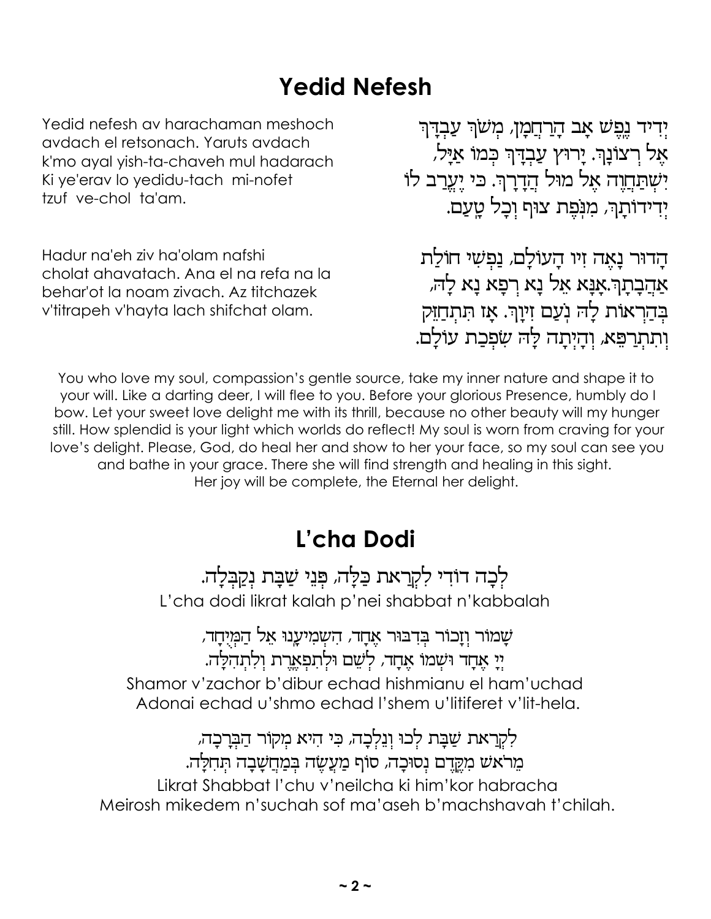## Yedid Nefesh

יְדִיד נֶפֶשׁ אָב הָרַחֲמָן, מְשֹׁךְ עַבְדָּךְ אֶל רְצוֹנָךְ. יָרוּץ עַבְדָּךְ כְּמוֹ אַיָּל, יִשְׁתַּחֲוֶה אֶל מוּל הֲדָרָךְ. כִּי יֶעֱרַב לוֹ יְדִידוֹתָךְ, מִנֹּפֶת צוּף וְכָל טָעַם.

Yedid nefesh av harachaman meshoch avdach el retsonach. Yaruts avdach k'mo ayal yish-ta-chaveh mul hadarach Ki ye'erav lo yedidu-tach mi-nofet tzuf ve-chol ta'am.

הָדוּר נָאֶה זִיו הָעוֹלָם, נַפְשִׁי חוֹלַת אַהֲבָתָךְ.אָנָּא אֵל נָא רְפָא נָא לָהּ, בְּהַרְאוֹת לָהּ נֹעַם זִיוָךְ. אָז תִּתְחַזֵּק וְתִתְרַפֵּא, וְהָיְתָה לָהּ שִׁפְחַת עוֹלָם.

Hadur na'eh ziv ha'olam nafshi cholat ahavatach. Ana el na refa na la behar'ot la noam zivach. Az titchazek v'titrapeh v'hayta lach shifchat olam.

You who love my soul, compassion's gentle source, take my inner nature and shape it to your will. Like a darting deer, I will flee to you. Before your glorious Presence, humbly do I bow. Let your sweet love delight me with its thrill, because no other beauty will my hunger still. How splendid is your light which worlds do reflect! My soul is worn from craving for your love's delight. Please, God, do heal her and show to her your face, so my soul can see you and bathe in your grace. There she will find strength and healing in this sight. Her joy will be complete, the Eternal her delight.

## L'cha Dodi

לְכָה דוֹדִי לִקְרַאת כַּלָּה, פְּנֵי שַׁבָּת נְקַבְּלָה.

L'cha dodi likrat kalah p'nei shabbat n'kabbalah

שָׁמוֹר וְזָכוֹר בְּדִבּוּר אֶחָד, הִשְׁמִיעָנוּ אֵל הַמְּיֻחָד,
יְיָ אֶחָד וּשְׁמוֹ אֶחָד, לְשֵׁם וּלְתִפְאֶרֶת וְלִתְהִלָּה.

Shamor v'zachor b'dibur echad hishmianu el ham'uchad
Adonai echad u'shmo echad l'shem u'litiferet v'lit-hela.

לִקְרַאת שַׁבָּת לְכוּ וְנֵלְכָה, כִּי הִיא מְקוֹר הַבְּרָכָה,
מֵרֹאשׁ מִקֶּדֶם נְסוּכָה, סוֹף מַעֲשֶׂה בְּמַחֲשָׁבָה תְּחִלָּה.

Likrat Shabbat l'chu v'neilcha ki him'kor habracha
Meirosh mikedem n'suchah sof ma'aseh b'machshavah t'chilah.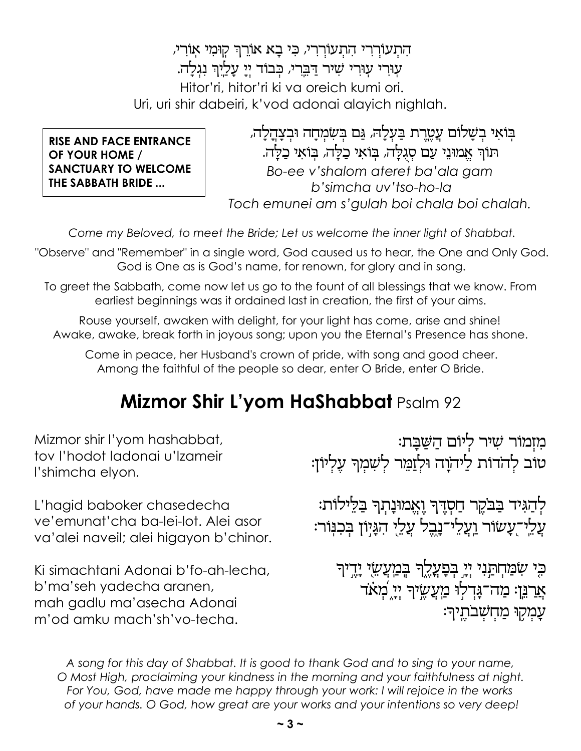הִתְעוֹרְרִי הִתְעוֹרְרִי, כִּי בָא אוֹרֵךְ קוּמִי אוֹרִי,
עוּרִי עוּרִי שִׁיר דַּבֵּרִי, כְּבוֹד יְיָ עָלַיִךְ נִגְלָה.

Hitor'ri, hitor'ri ki va oreich kumi ori.
Uri, uri shir dabeiri, k'vod adonai alayich nighlah.

**RISE AND FACE ENTRANCE OF YOUR HOME / SANCTUARY TO WELCOME THE SABBATH BRIDE ...**

בּוֹאִי בְשָׁלוֹם עֲטֶרֶת בַּעְלָהּ, גַּם בְּשִׂמְחָה וּבְצָהֳלָה,
תּוֹךְ אֱמוּנֵי עַם סְגֻלָּה, בּוֹאִי כַלָּה, בּוֹאִי כַלָּה.

*Bo-ee v'shalom ateret ba'ala gam b'simcha uv'tso-ho-la*
*Toch emunei am s'gulah boi chala boi chalah.*

*Come my Beloved, to meet the Bride; Let us welcome the inner light of Shabbat.*

"Observe" and "Remember" in a single word, God caused us to hear, the One and Only God. God is One as is God's name, for renown, for glory and in song.

To greet the Sabbath, come now let us go to the fount of all blessings that we know. From earliest beginnings was it ordained last in creation, the first of your aims.

Rouse yourself, awaken with delight, for your light has come, arise and shine! Awake, awake, break forth in joyous song; upon you the Eternal's Presence has shone.

Come in peace, her Husband's crown of pride, with song and good cheer. Among the faithful of the people so dear, enter O Bride, enter O Bride.

## Mizmor Shir L'yom HaShabbat Psalm 92

מִזְמוֹר שִׁיר לְיוֹם הַשַּׁבָּת:
טוֹב לְהֹדוֹת לַיהֹוָה וּלְזַמֵּר לְשִׁמְךָ עֶלְיוֹן:

Mizmor shir l'yom hashabbat, tov l'hodot ladonai u'lzameir l'shimcha elyon.

לְהַגִּיד בַּבֹּקֶר חַסְדֶּךָ וֶאֱמוּנָתְךָ בַּלֵּילוֹת:
עֲלֵי־עָשׂוֹר וַעֲלֵי־נָבֶל עֲלֵי הִגָּיוֹן בְּכִנּוֹר:

L'hagid baboker chasedecha ve'emunat'cha ba-lei-lot. Alei asor va'alei naveil; alei higayon b'chinor.

כִּי שִׂמַּחְתַּנִי יְיָ בְּפָעֳלֶךָ בְּמַעֲשֵׂי יָדֶיךָ
אֲרַנֵּן: מַה־גָּדְלוּ מַעֲשֶׂיךָ יְיָ מְאֹד
עָמְקוּ מַחְשְׁבֹתֶיךָ:

Ki simachtani Adonai b'fo-ah-lecha, b'ma'seh yadecha aranen, mah gadlu ma'asecha Adonai m'od amku mach'sh'vo-techa.

*A song for this day of Shabbat. It is good to thank God and to sing to your name, O Most High, proclaiming your kindness in the morning and your faithfulness at night. For You, God, have made me happy through your work: I will rejoice in the works of your hands. O God, how great are your works and your intentions so very deep!*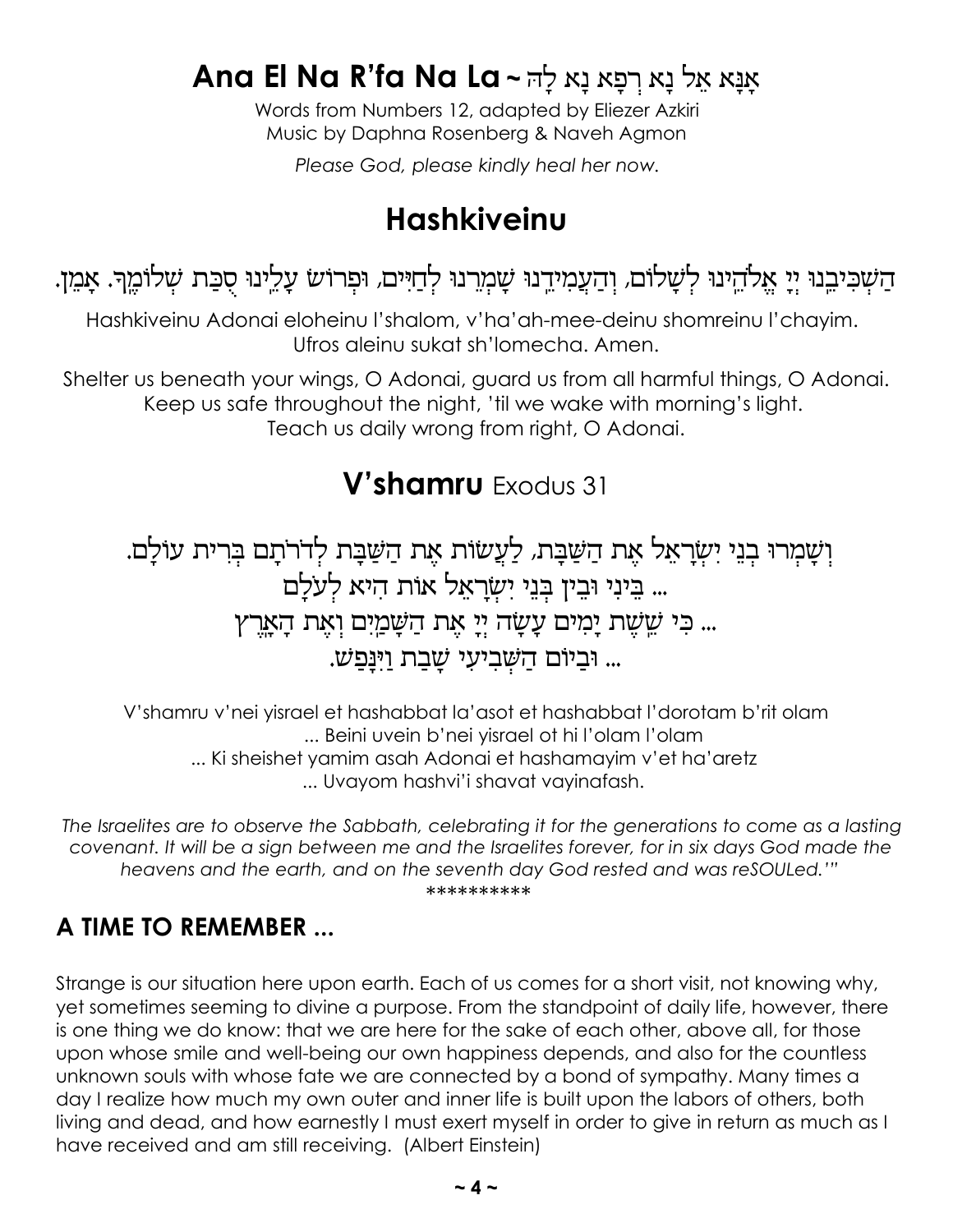## Ana El Na R'fa Na La ~ אָנָּא אֵל נָא רְפָא נָא לָהּ

Words from Numbers 12, adapted by Eliezer Azkiri
Music by Daphna Rosenberg & Naveh Agmon

*Please God, please kindly heal her now.*

# Hashkiveinu

הַשְׁכִּיבֵנוּ יְיָ אֱלֹהֵינוּ לְשָׁלוֹם, וְהַעֲמִידֵנוּ שׁוֹמְרֵנוּ לְחַיִּים, וּפְרוֹשׂ עָלֵינוּ סֻכַּת שְׁלוֹמֶךָ. אָמֵן.

Hashkiveinu Adonai eloheinu l'shalom, v'ha'ah-mee-deinu shomreinu l'chayim.
Ufros aleinu sukat sh'lomecha. Amen.

Shelter us beneath your wings, O Adonai, guard us from all harmful things, O Adonai.
Keep us safe throughout the night, 'til we wake with morning's light.
Teach us daily wrong from right, O Adonai.

## V'shamru Exodus 31

וְשָׁמְרוּ בְנֵי יִשְׂרָאֵל אֶת הַשַּׁבָּת, לַעֲשׂוֹת אֶת הַשַּׁבָּת לְדֹרֹתָם בְּרִית עוֹלָם.
... בֵּינִי וּבֵין בְּנֵי יִשְׂרָאֵל אוֹת הִיא לְעֹלָם
... כִּי שֵׁשֶׁת יָמִים עָשָׂה יְיָ אֶת הַשָּׁמַיִם וְאֶת הָאָרֶץ
... וּבַיּוֹם הַשְּׁבִיעִי שָׁבַת וַיִּנָּפַשׁ.

V'shamru v'nei yisrael et hashabbat la'asot et hashabbat l'dorotam b'rit olam
... Beini uvein b'nei yisrael ot hi l'olam l'olam
... Ki sheishet yamim asah Adonai et hashamayim v'et ha'aretz
... Uvayom hashvi'i shavat vayinafash.

*The Israelites are to observe the Sabbath, celebrating it for the generations to come as a lasting covenant. It will be a sign between me and the Israelites forever, for in six days God made the heavens and the earth, and on the seventh day God rested and was reSOULed.'"*

**********

### A TIME TO REMEMBER ...

Strange is our situation here upon earth. Each of us comes for a short visit, not knowing why, yet sometimes seeming to divine a purpose. From the standpoint of daily life, however, there is one thing we do know: that we are here for the sake of each other, above all, for those upon whose smile and well-being our own happiness depends, and also for the countless unknown souls with whose fate we are connected by a bond of sympathy. Many times a day I realize how much my own outer and inner life is built upon the labors of others, both living and dead, and how earnestly I must exert myself in order to give in return as much as I have received and am still receiving. (Albert Einstein)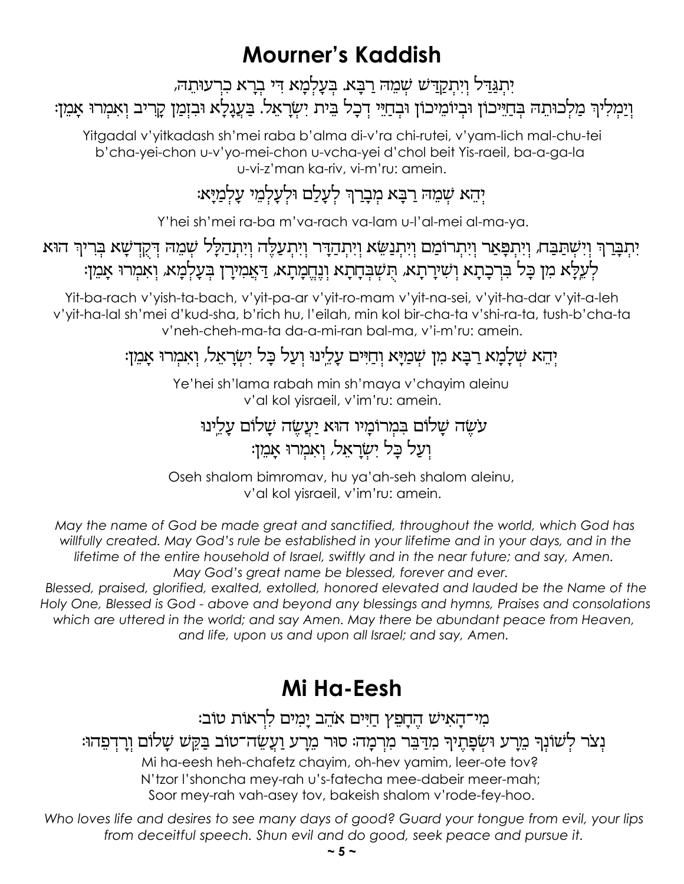# Mourner's Kaddish

יִתְגַּדַּל וְיִתְקַדַּשׁ שְׁמֵהּ רַבָּא. בְּעָלְמָא דִּי בְרָא כִרְעוּתֵהּ,
וְיַמְלִיךְ מַלְכוּתֵהּ בְּחַיֵּיכוֹן וּבְיוֹמֵיכוֹן וּבְחַיֵּי דְכָל בֵּית יִשְׂרָאֵל. בַּעֲגָלָא וּבִזְמַן קָרִיב וְאִמְרוּ אָמֵן:

Yitgadal v'yitkadash sh'mei raba b'alma di-v'ra chi-rutei, v'yam-lich mal-chu-tei
b'cha-yei-chon u-v'yo-mei-chon u-vcha-yei d'chol beit Yis-raeil, ba-a-ga-la
u-vi-z'man ka-riv, vi-m'ru: amein.

יְהֵא שְׁמֵהּ רַבָּא מְבָרַךְ לְעָלַם וּלְעָלְמֵי עָלְמַיָּא:

Y'hei sh'mei ra-ba m'va-rach va-lam u-l'al-mei al-ma-ya.

יִתְבָּרַךְ וְיִשְׁתַּבַּח, וְיִתְפָּאַר וְיִתְרוֹמַם וְיִתְנַשֵּׂא וְיִתְהַדָּר וְיִתְעַלֶּה וְיִתְהַלָּל שְׁמֵהּ דְּקֻדְשָׁא בְּרִיךְ הוּא
לְעֵלָּא מִן כָּל בִּרְכָתָא וְשִׁירָתָא, תֻּשְׁבְּחָתָא וְנֶחֱמָתָא, דַּאֲמִירָן בְּעָלְמָא, וְאִמְרוּ אָמֵן:

Yit-ba-rach v'yish-ta-bach, v'yit-pa-ar v'yit-ro-mam v'yit-na-sei, v'yit-ha-dar v'yit-a-leh
v'yit-ha-lal sh'mei d'kud-sha, b'rich hu, l'eilah, min kol bir-cha-ta v'shi-ra-ta, tush-b'cha-ta
v'neh-cheh-ma-ta da-a-mi-ran bal-ma, v'i-m'ru: amein.

יְהֵא שְׁלָמָא רַבָּא מִן שְׁמַיָּא וְחַיִּים עָלֵינוּ וְעַל כָּל יִשְׂרָאֵל, וְאִמְרוּ אָמֵן:

Ye'hei sh'lama rabah min sh'maya v'chayim aleinu
v'al kol yisraeil, v'im'ru: amein.

עֹשֶׂה שָׁלוֹם בִּמְרוֹמָיו הוּא יַעֲשֶׂה שָׁלוֹם עָלֵינוּ
וְעַל כָּל יִשְׂרָאֵל, וְאִמְרוּ אָמֵן:

Oseh shalom bimromav, hu ya'ah-seh shalom aleinu,
v'al kol yisraeil, v'im'ru: amein.

*May the name of God be made great and sanctified, throughout the world, which God has willfully created. May God's rule be established in your lifetime and in your days, and in the lifetime of the entire household of Israel, swiftly and in the near future; and say, Amen. May God's great name be blessed, forever and ever. Blessed, praised, glorified, exalted, extolled, honored elevated and lauded be the Name of the Holy One, Blessed is God - above and beyond any blessings and hymns, Praises and consolations which are uttered in the world; and say Amen. May there be abundant peace from Heaven, and life, upon us and upon all Israel; and say, Amen.*

# Mi Ha-Eesh

מִי־הָאִישׁ הֶחָפֵץ חַיִּים אֹהֵב יָמִים לִרְאוֹת טוֹב:
נְצֹר לְשׁוֹנְךָ מֵרָע וּשְׂפָתֶיךָ מִדַּבֵּר מִרְמָה: סוּר מֵרָע וַעֲשֵׂה־טוֹב בַּקֵּשׁ שָׁלוֹם וְרָדְפֵהוּ:

Mi ha-eesh heh-chafetz chayim, oh-hev yamim, leer-ote tov?
N'tzor l'shoncha mey-rah u's-fatecha mee-dabeir meer-mah;
Soor mey-rah vah-asey tov, bakeish shalom v'rode-fey-hoo.

*Who loves life and desires to see many days of good? Guard your tongue from evil, your lips from deceitful speech. Shun evil and do good, seek peace and pursue it.*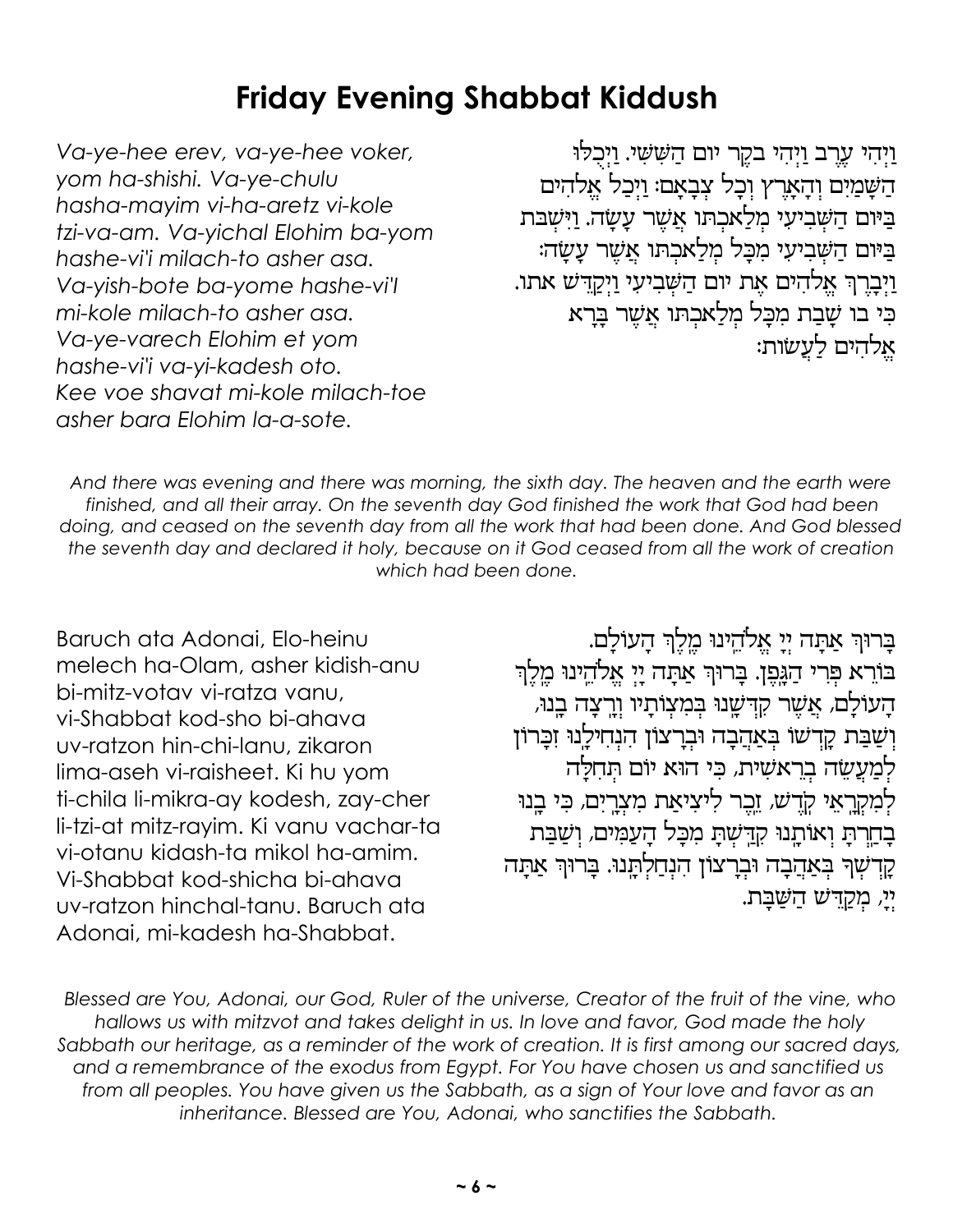# Friday Evening Shabbat Kiddush

*Va-ye-hee erev, va-ye-hee voker, yom ha-shishi. Va-ye-chulu hasha-mayim vi-ha-aretz vi-kole tzi-va-am. Va-yichal Elohim ba-yom hashe-vi'i milach-to asher asa. Va-yish-bote ba-yome hashe-vi'I mi-kole milach-to asher asa. Va-ye-varech Elohim et yom hashe-vi'i va-yi-kadesh oto. Kee voe shavat mi-kole milach-toe asher bara Elohim la-a-sote.*

וַיְהִי עֶרֶב וַיְהִי בקֶר יום הַשִּׁשִּׁי. וַיְכֻלּוּ הַשָּׁמַיִם וְהָאָרֶץ וְכָל צְבָאָם: וַיְכַל אֱלהִים בַּיּום הַשְּׁבִיעִי מְלַאכְתּו אֲשֶׁר עָשָׂה. וַיִּשְׁבּת בַּיּום הַשְּׁבִיעִי מִכָּל מְלַאכְתּו אֲשֶׁר עָשָׂה: וַיְבָרֶךְ אֱלהִים אֶת יום הַשְּׁבִיעִי וַיְקַדֵּשׁ אתו. כִּי בו שָׁבַת מִכָּל מְלַאכְתּו אֲשֶׁר בָּרָא אֱלהִים לַעֲשׂות:

*And there was evening and there was morning, the sixth day. The heaven and the earth were finished, and all their array. On the seventh day God finished the work that God had been doing, and ceased on the seventh day from all the work that had been done. And God blessed the seventh day and declared it holy, because on it God ceased from all the work of creation which had been done.*

Baruch ata Adonai, Elo-heinu melech ha-Olam, asher kidish-anu bi-mitz-votav vi-ratza vanu, vi-Shabbat kod-sho bi-ahava uv-ratzon hin-chi-lanu, zikaron lima-aseh vi-raisheet. Ki hu yom ti-chila li-mikra-ay kodesh, zay-cher li-tzi-at mitz-rayim. Ki vanu vachar-ta vi-otanu kidash-ta mikol ha-amim. Vi-Shabbat kod-shicha bi-ahava uv-ratzon hinchal-tanu. Baruch ata Adonai, mi-kadesh ha-Shabbat.

בָּרוּךְ אַתָּה יְיָ אֱלֹהֵינוּ מֶלֶךְ הָעוֹלָם. בּוֹרֵא פְּרִי הַגָּפֶן. בָּרוּךְ אַתָּה יְיָ אֱלֹהֵינוּ מֶלֶךְ הָעוֹלָם, אֲשֶׁר קִדְּשָׁנוּ בְּמִצְוֹתָיו וְרָצָה בָנוּ, וְשַׁבַּת קָדְשׁוֹ בְּאַהֲבָה וּבְרָצוֹן הִנְחִילָנוּ זִכָּרוֹן לְמַעֲשֵׂה בְרֵאשִׁית, כִּי הוּא יוֹם תְּחִלָּה לְמִקְרָאֵי קֹדֶשׁ, זֵכֶר לִיצִיאַת מִצְרָיִם, כִּי בָנוּ בָחַרְתָּ וְאוֹתָנוּ קִדַּשְׁתָּ מִכָּל הָעַמִּים, וְשַׁבַּת קָדְשְׁךָ בְּאַהֲבָה וּבְרָצוֹן הִנְחַלְתָּנוּ. בָּרוּךְ אַתָּה יְיָ, מְקַדֵּשׁ הַשַּׁבָּת.

*Blessed are You, Adonai, our God, Ruler of the universe, Creator of the fruit of the vine, who hallows us with mitzvot and takes delight in us. In love and favor, God made the holy Sabbath our heritage, as a reminder of the work of creation. It is first among our sacred days, and a remembrance of the exodus from Egypt. For You have chosen us and sanctified us from all peoples. You have given us the Sabbath, as a sign of Your love and favor as an inheritance. Blessed are You, Adonai, who sanctifies the Sabbath.*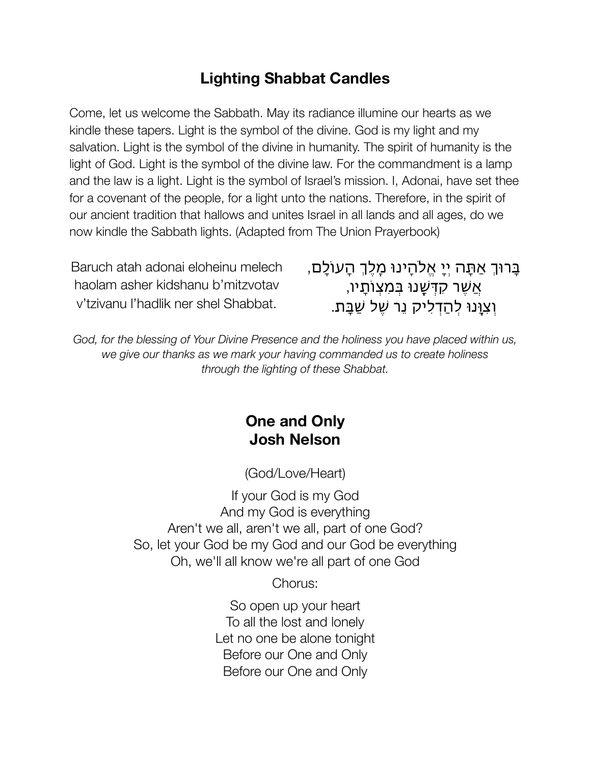## Lighting Shabbat Candles

Come, let us welcome the Sabbath. May its radiance illumine our hearts as we kindle these tapers. Light is the symbol of the divine. God is my light and my salvation. Light is the symbol of the divine in humanity. The spirit of humanity is the light of God. Light is the symbol of the divine law. For the commandment is a lamp and the law is a light. Light is the symbol of Israel's mission. I, Adonai, have set thee for a covenant of the people, for a light unto the nations. Therefore, in the spirit of our ancient tradition that hallows and unites Israel in all lands and all ages, do we now kindle the Sabbath lights. (Adapted from The Union Prayerbook)

Baruch atah adonai eloheinu melech haolam asher kidshanu b'mitzvotav v'tzivanu l'hadlik ner shel Shabbat.

בָּרוּךְ אַתָּה יְיָ אֱלֹהֵינוּ מֶלֶךְ הָעוֹלָם,
אֲשֶׁר קִדְּשָׁנוּ בְּמִצְוֹתָיו,
וְצִוָּנוּ לְהַדְלִיק נֵר שֶׁל שַׁבָּת.

*God, for the blessing of Your Divine Presence and the holiness you have placed within us, we give our thanks as we mark your having commanded us to create holiness through the lighting of these Shabbat.*

## One and Only
## Josh Nelson

(God/Love/Heart)

If your God is my God
And my God is everything
Aren't we all, aren't we all, part of one God?
So, let your God be my God and our God be everything
Oh, we'll all know we're all part of one God

Chorus:

So open up your heart
To all the lost and lonely
Let no one be alone tonight
Before our One and Only
Before our One and Only